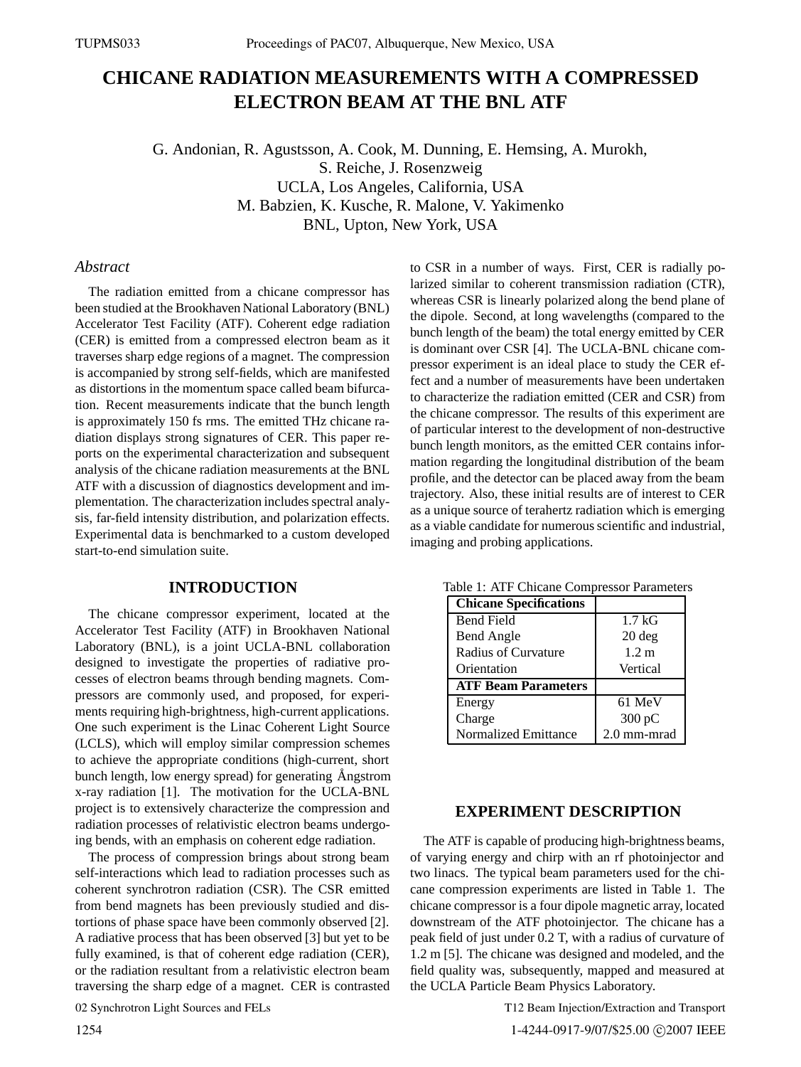# CHICANE RADIATION MEASUREMENTS WITH A COMPRESSED ELECTRON BEAM AT THE BNL ATF

G. Andonian, R. Agustsson, A. Cook, M. Dunning, E. Hemsing, A. Murokh, S. Reiche, J. Rosenzweig
UCLA, Los Angeles, California, USA
M. Babzien, K. Kusche, R. Malone, V. Yakimenko
BNL, Upton, New York, USA

## *Abstract*

The radiation emitted from a chicane compressor has been studied at the Brookhaven National Laboratory (BNL) Accelerator Test Facility (ATF). Coherent edge radiation (CER) is emitted from a compressed electron beam as it traverses sharp edge regions of a magnet. The compression is accompanied by strong self-fields, which are manifested as distortions in the momentum space called beam bifurcation. Recent measurements indicate that the bunch length is approximately 150 fs rms. The emitted THz chicane radiation displays strong signatures of CER. This paper reports on the experimental characterization and subsequent analysis of the chicane radiation measurements at the BNL ATF with a discussion of diagnostics development and implementation. The characterization includes spectral analysis, far-field intensity distribution, and polarization effects. Experimental data is benchmarked to a custom developed start-to-end simulation suite.

## INTRODUCTION

The chicane compressor experiment, located at the Accelerator Test Facility (ATF) in Brookhaven National Laboratory (BNL), is a joint UCLA-BNL collaboration designed to investigate the properties of radiative processes of electron beams through bending magnets. Compressors are commonly used, and proposed, for experiments requiring high-brightness, high-current applications. One such experiment is the Linac Coherent Light Source (LCLS), which will employ similar compression schemes to achieve the appropriate conditions (high-current, short bunch length, low energy spread) for generating Ångstrom x-ray radiation [1]. The motivation for the UCLA-BNL project is to extensively characterize the compression and radiation processes of relativistic electron beams undergoing bends, with an emphasis on coherent edge radiation.

The process of compression brings about strong beam self-interactions which lead to radiation processes such as coherent synchrotron radiation (CSR). The CSR emitted from bend magnets has been previously studied and distortions of phase space have been commonly observed [2]. A radiative process that has been observed [3] but yet to be fully examined, is that of coherent edge radiation (CER), or the radiation resultant from a relativistic electron beam traversing the sharp edge of a magnet. CER is contrasted to CSR in a number of ways. First, CER is radially polarized similar to coherent transmission radiation (CTR), whereas CSR is linearly polarized along the bend plane of the dipole. Second, at long wavelengths (compared to the bunch length of the beam) the total energy emitted by CER is dominant over CSR [4]. The UCLA-BNL chicane compressor experiment is an ideal place to study the CER effect and a number of measurements have been undertaken to characterize the radiation emitted (CER and CSR) from the chicane compressor. The results of this experiment are of particular interest to the development of non-destructive bunch length monitors, as the emitted CER contains information regarding the longitudinal distribution of the beam profile, and the detector can be placed away from the beam trajectory. Also, these initial results are of interest to CER as a unique source of terahertz radiation which is emerging as a viable candidate for numerous scientific and industrial, imaging and probing applications.

Table 1: ATF Chicane Compressor Parameters

| **Chicane Specifications** | |
|---|---|
| Bend Field | 1.7 kG |
| Bend Angle | 20 deg |
| Radius of Curvature | 1.2 m |
| Orientation | Vertical |
| **ATF Beam Parameters** | |
| Energy | 61 MeV |
| Charge | 300 pC |
| Normalized Emittance | 2.0 mm-mrad |

## EXPERIMENT DESCRIPTION

The ATF is capable of producing high-brightness beams, of varying energy and chirp with an rf photoinjector and two linacs. The typical beam parameters used for the chicane compression experiments are listed in Table 1. The chicane compressor is a four dipole magnetic array, located downstream of the ATF photoinjector. The chicane has a peak field of just under 0.2 T, with a radius of curvature of 1.2 m [5]. The chicane was designed and modeled, and the field quality was, subsequently, mapped and measured at the UCLA Particle Beam Physics Laboratory.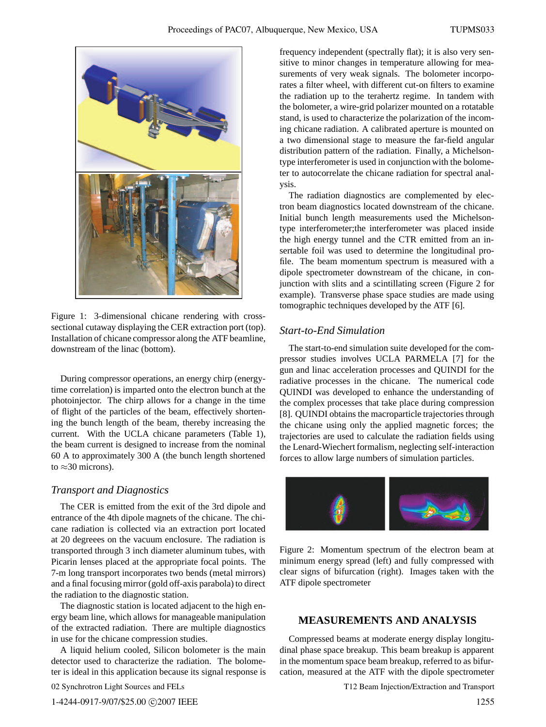Figure 1: 3-dimensional chicane rendering with cross-sectional cutaway displaying the CER extraction port (top). Installation of chicane compressor along the ATF beamline, downstream of the linac (bottom).

During compressor operations, an energy chirp (energy-time correlation) is imparted onto the electron bunch at the photoinjector. The chirp allows for a change in the time of flight of the particles of the beam, effectively shortening the bunch length of the beam, thereby increasing the current. With the UCLA chicane parameters (Table 1), the beam current is designed to increase from the nominal 60 A to approximately 300 A (the bunch length shortened to ≈30 microns).

### *Transport and Diagnostics*

The CER is emitted from the exit of the 3rd dipole and entrance of the 4th dipole magnets of the chicane. The chicane radiation is collected via an extraction port located at 20 degreees on the vacuum enclosure. The radiation is transported through 3 inch diameter aluminum tubes, with Picarin lenses placed at the appropriate focal points. The 7-m long transport incorporates two bends (metal mirrors) and a final focusing mirror (gold off-axis parabola) to direct the radiation to the diagnostic station.

The diagnostic station is located adjacent to the high energy beam line, which allows for manageable manipulation of the extracted radiation. There are multiple diagnostics in use for the chicane compression studies.

A liquid helium cooled, Silicon bolometer is the main detector used to characterize the radiation. The bolometer is ideal in this application because its signal response is frequency independent (spectrally flat); it is also very sensitive to minor changes in temperature allowing for measurements of very weak signals. The bolometer incorporates a filter wheel, with different cut-on filters to examine the radiation up to the terahertz regime. In tandem with the bolometer, a wire-grid polarizer mounted on a rotatable stand, is used to characterize the polarization of the incoming chicane radiation. A calibrated aperture is mounted on a two dimensional stage to measure the far-field angular distribution pattern of the radiation. Finally, a Michelson-type interferometer is used in conjunction with the bolometer to autocorrelate the chicane radiation for spectral analysis.

The radiation diagnostics are complemented by electron beam diagnostics located downstream of the chicane. Initial bunch length measurements used the Michelson-type interferometer;the interferometer was placed inside the high energy tunnel and the CTR emitted from an insertable foil was used to determine the longitudinal profile. The beam momentum spectrum is measured with a dipole spectrometer downstream of the chicane, in conjunction with slits and a scintillating screen (Figure 2 for example). Transverse phase space studies are made using tomographic techniques developed by the ATF [6].

### *Start-to-End Simulation*

The start-to-end simulation suite developed for the compressor studies involves UCLA PARMELA [7] for the gun and linac acceleration processes and QUINDI for the radiative processes in the chicane. The numerical code QUINDI was developed to enhance the understanding of the complex processes that take place during compression [8]. QUINDI obtains the macroparticle trajectories through the chicane using only the applied magnetic forces; the trajectories are used to calculate the radiation fields using the Lenard-Wiechert formalism, neglecting self-interaction forces to allow large numbers of simulation particles.

Figure 2: Momentum spectrum of the electron beam at minimum energy spread (left) and fully compressed with clear signs of bifurcation (right). Images taken with the ATF dipole spectrometer

## MEASUREMENTS AND ANALYSIS

Compressed beams at moderate energy display longitudinal phase space breakup. This beam breakup is apparent in the momentum space beam breakup, referred to as bifurcation, measured at the ATF with the dipole spectrometer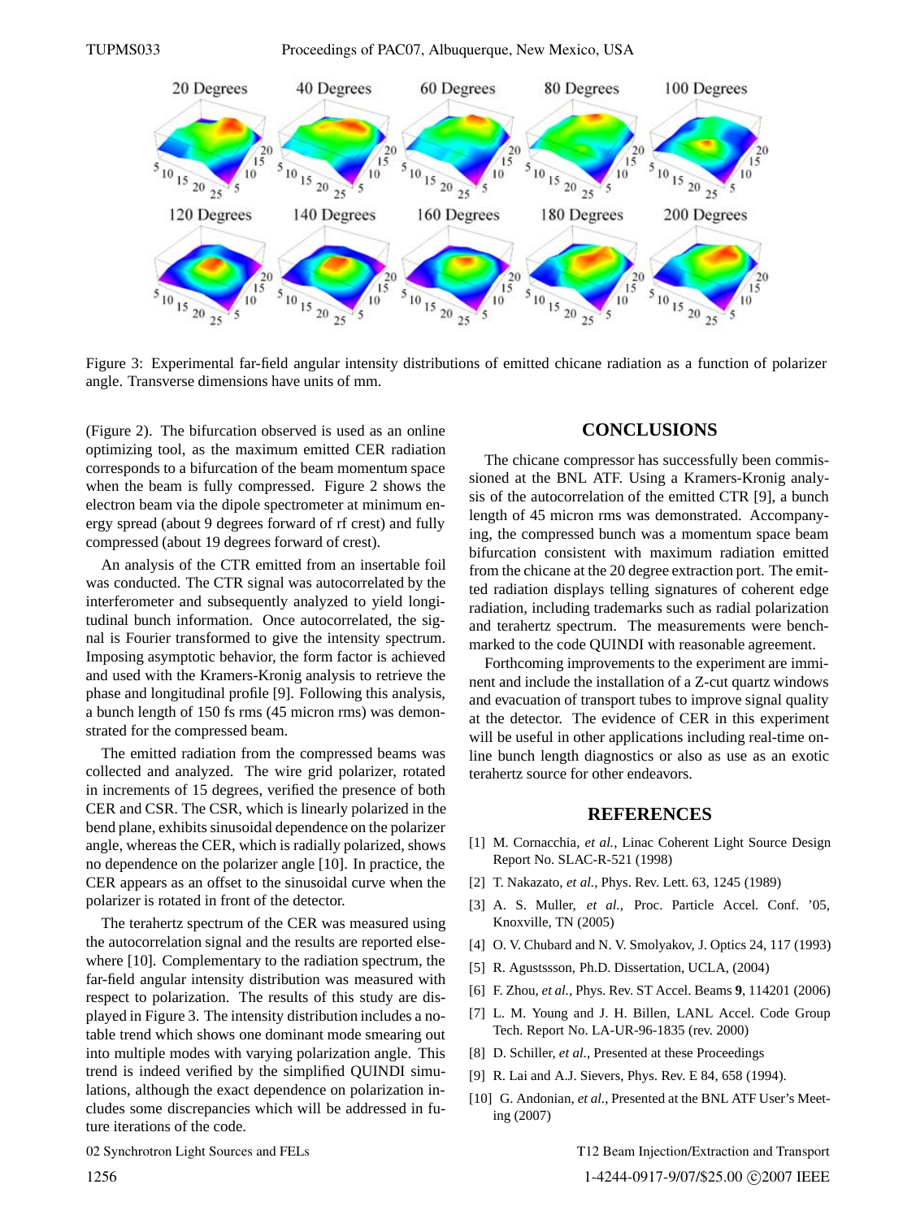20 Degrees
40 Degrees
60 Degrees
80 Degrees
100 Degrees
120 Degrees
140 Degrees
160 Degrees
180 Degrees
200 Degrees

Figure 3: Experimental far-field angular intensity distributions of emitted chicane radiation as a function of polarizer angle. Transverse dimensions have units of mm.

(Figure 2). The bifurcation observed is used as an online optimizing tool, as the maximum emitted CER radiation corresponds to a bifurcation of the beam momentum space when the beam is fully compressed. Figure 2 shows the electron beam via the dipole spectrometer at minimum energy spread (about 9 degrees forward of rf crest) and fully compressed (about 19 degrees forward of crest).

An analysis of the CTR emitted from an insertable foil was conducted. The CTR signal was autocorrelated by the interferometer and subsequently analyzed to yield longitudinal bunch information. Once autocorrelated, the signal is Fourier transformed to give the intensity spectrum. Imposing asymptotic behavior, the form factor is achieved and used with the Kramers-Kronig analysis to retrieve the phase and longitudinal profile [9]. Following this analysis, a bunch length of 150 fs rms (45 micron rms) was demonstrated for the compressed beam.

The emitted radiation from the compressed beams was collected and analyzed. The wire grid polarizer, rotated in increments of 15 degrees, verified the presence of both CER and CSR. The CSR, which is linearly polarized in the bend plane, exhibits sinusoidal dependence on the polarizer angle, whereas the CER, which is radially polarized, shows no dependence on the polarizer angle [10]. In practice, the CER appears as an offset to the sinusoidal curve when the polarizer is rotated in front of the detector.

The terahertz spectrum of the CER was measured using the autocorrelation signal and the results are reported elsewhere [10]. Complementary to the radiation spectrum, the far-field angular intensity distribution was measured with respect to polarization. The results of this study are displayed in Figure 3. The intensity distribution includes a notable trend which shows one dominant mode smearing out into multiple modes with varying polarization angle. This trend is indeed verified by the simplified QUINDI simulations, although the exact dependence on polarization includes some discrepancies which will be addressed in future iterations of the code.

## CONCLUSIONS

The chicane compressor has successfully been commissioned at the BNL ATF. Using a Kramers-Kronig analysis of the autocorrelation of the emitted CTR [9], a bunch length of 45 micron rms was demonstrated. Accompanying, the compressed bunch was a momentum space beam bifurcation consistent with maximum radiation emitted from the chicane at the 20 degree extraction port. The emitted radiation displays telling signatures of coherent edge radiation, including trademarks such as radial polarization and terahertz spectrum. The measurements were benchmarked to the code QUINDI with reasonable agreement.

Forthcoming improvements to the experiment are imminent and include the installation of a Z-cut quartz windows and evacuation of transport tubes to improve signal quality at the detector. The evidence of CER in this experiment will be useful in other applications including real-time online bunch length diagnostics or also as use as an exotic terahertz source for other endeavors.

## REFERENCES

[1] M. Cornacchia, *et al.*, Linac Coherent Light Source Design Report No. SLAC-R-521 (1998)

[2] T. Nakazato, *et al.*, Phys. Rev. Lett. 63, 1245 (1989)

[3] A. S. Muller, *et al.*, Proc. Particle Accel. Conf. '05, Knoxville, TN (2005)

[4] O. V. Chubard and N. V. Smolyakov, J. Optics 24, 117 (1993)

[5] R. Agustssson, Ph.D. Dissertation, UCLA, (2004)

[6] F. Zhou, *et al.*, Phys. Rev. ST Accel. Beams **9**, 114201 (2006)

[7] L. M. Young and J. H. Billen, LANL Accel. Code Group Tech. Report No. LA-UR-96-1835 (rev. 2000)

[8] D. Schiller, *et al.*, Presented at these Proceedings

[9] R. Lai and A.J. Sievers, Phys. Rev. E 84, 658 (1994).

[10] G. Andonian, *et al.*, Presented at the BNL ATF User's Meeting (2007)